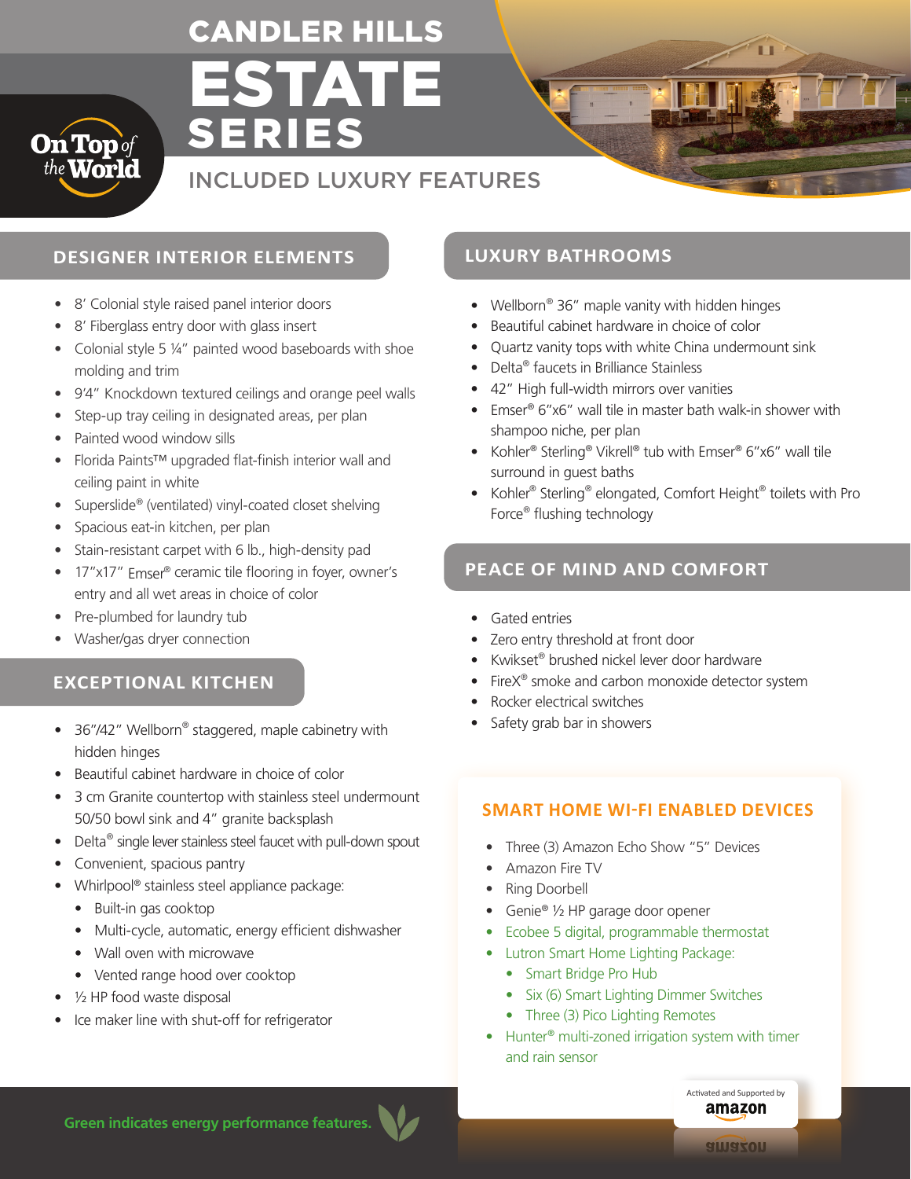# CANDLER HILLS ESTATE SERIES

## INCLUDED LUXURY FEATURES

On Top of the World

### DESIGNER INTERIOR ELEMENTS

- 8′ Colonial style raised panel interior doors
- 8′ Fiberglass entry door with glass insert
- Colonial style 5 ¼″ painted wood baseboards with shoe molding and trim
- 9′4″ Knockdown textured ceilings and orange peel walls
- Step-up tray ceiling in designated areas, per plan
- Painted wood window sills
- Florida Paints™ upgraded flat-finish interior wall and ceiling paint in white
- Superslide® (ventilated) vinyl-coated closet shelving
- Spacious eat-in kitchen, per plan
- Stain-resistant carpet with 6 lb., high-density pad
- 17″x17″ Emser® ceramic tile flooring in foyer, owner's entry and all wet areas in choice of color
- Pre-plumbed for laundry tub
- Washer/gas dryer connection

### EXCEPTIONAL KITCHEN

- 36″/42″ Wellborn® staggered, maple cabinetry with hidden hinges
- Beautiful cabinet hardware in choice of color
- 3 cm Granite countertop with stainless steel undermount 50/50 bowl sink and 4″ granite backsplash
- Delta® single lever stainless steel faucet with pull-down spout
- Convenient, spacious pantry
- Whirlpool® stainless steel appliance package:
  - Built-in gas cooktop
  - Multi-cycle, automatic, energy efficient dishwasher
  - Wall oven with microwave
  - Vented range hood over cooktop
- ½ HP food waste disposal
- Ice maker line with shut-off for refrigerator

### LUXURY BATHROOMS

- Wellborn® 36″ maple vanity with hidden hinges
- Beautiful cabinet hardware in choice of color
- Quartz vanity tops with white China undermount sink
- Delta® faucets in Brilliance Stainless
- 42″ High full-width mirrors over vanities
- Emser® 6″x6″ wall tile in master bath walk-in shower with shampoo niche, per plan
- Kohler® Sterling® Vikrell® tub with Emser® 6″x6″ wall tile surround in guest baths
- Kohler® Sterling® elongated, Comfort Height® toilets with Pro Force® flushing technology

### PEACE OF MIND AND COMFORT

- Gated entries
- Zero entry threshold at front door
- Kwikset® brushed nickel lever door hardware
- FireX® smoke and carbon monoxide detector system
- Rocker electrical switches
- Safety grab bar in showers

### SMART HOME WI-FI ENABLED DEVICES

- Three (3) Amazon Echo Show "5" Devices
- Amazon Fire TV
- Ring Doorbell
- Genie® ½ HP garage door opener
- Ecobee 5 digital, programmable thermostat
- Lutron Smart Home Lighting Package:
  - Smart Bridge Pro Hub
  - Six (6) Smart Lighting Dimmer Switches
  - Three (3) Pico Lighting Remotes
- Hunter® multi-zoned irrigation system with timer and rain sensor

Activated and Supported by amazon

**Green indicates energy performance features.**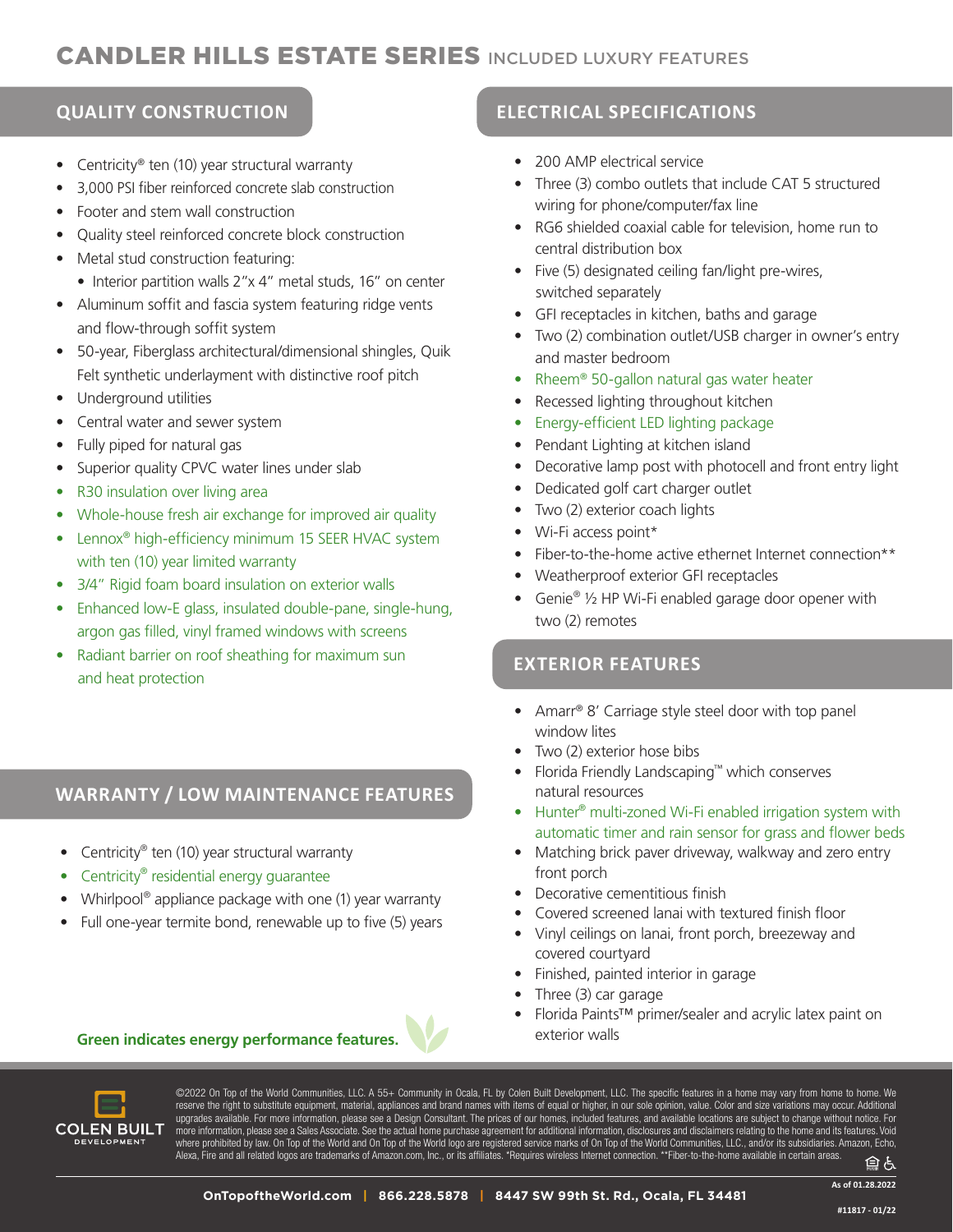# CANDLER HILLS ESTATE SERIES INCLUDED LUXURY FEATURES

## QUALITY CONSTRUCTION

- Centricity® ten (10) year structural warranty
- 3,000 PSI fiber reinforced concrete slab construction
- Footer and stem wall construction
- Quality steel reinforced concrete block construction
- Metal stud construction featuring:
  - Interior partition walls 2"x 4" metal studs, 16" on center
- Aluminum soffit and fascia system featuring ridge vents and flow-through soffit system
- 50-year, Fiberglass architectural/dimensional shingles, Quik Felt synthetic underlayment with distinctive roof pitch
- Underground utilities
- Central water and sewer system
- Fully piped for natural gas
- Superior quality CPVC water lines under slab
- R30 insulation over living area
- Whole-house fresh air exchange for improved air quality
- Lennox® high-efficiency minimum 15 SEER HVAC system with ten (10) year limited warranty
- 3/4" Rigid foam board insulation on exterior walls
- Enhanced low-E glass, insulated double-pane, single-hung, argon gas filled, vinyl framed windows with screens
- Radiant barrier on roof sheathing for maximum sun and heat protection

## WARRANTY / LOW MAINTENANCE FEATURES

- Centricity® ten (10) year structural warranty
- Centricity® residential energy guarantee
- Whirlpool® appliance package with one (1) year warranty
- Full one-year termite bond, renewable up to five (5) years

**Green indicates energy performance features.**

## ELECTRICAL SPECIFICATIONS

- 200 AMP electrical service
- Three (3) combo outlets that include CAT 5 structured wiring for phone/computer/fax line
- RG6 shielded coaxial cable for television, home run to central distribution box
- Five (5) designated ceiling fan/light pre-wires, switched separately
- GFI receptacles in kitchen, baths and garage
- Two (2) combination outlet/USB charger in owner's entry and master bedroom
- Rheem® 50-gallon natural gas water heater
- Recessed lighting throughout kitchen
- Energy-efficient LED lighting package
- Pendant Lighting at kitchen island
- Decorative lamp post with photocell and front entry light
- Dedicated golf cart charger outlet
- Two (2) exterior coach lights
- Wi-Fi access point*
- Fiber-to-the-home active ethernet Internet connection**
- Weatherproof exterior GFI receptacles
- Genie® ½ HP Wi-Fi enabled garage door opener with two (2) remotes

## EXTERIOR FEATURES

- Amarr® 8' Carriage style steel door with top panel window lites
- Two (2) exterior hose bibs
- Florida Friendly Landscaping™ which conserves natural resources
- Hunter® multi-zoned Wi-Fi enabled irrigation system with automatic timer and rain sensor for grass and flower beds
- Matching brick paver driveway, walkway and zero entry front porch
- Decorative cementitious finish
- Covered screened lanai with textured finish floor
- Vinyl ceilings on lanai, front porch, breezeway and covered courtyard
- Finished, painted interior in garage
- Three (3) car garage
- Florida Paints™ primer/sealer and acrylic latex paint on exterior walls

COLEN BUILT DEVELOPMENT

©2022 On Top of the World Communities, LLC. A 55+ Community in Ocala, FL by Colen Built Development, LLC. The specific features in a home may vary from home to home. We reserve the right to substitute equipment, material, appliances and brand names with items of equal or higher, in our sole opinion, value. Color and size variations may occur. Additional upgrades available. For more information, please see a Design Consultant. The prices of our homes, included features, and available locations are subject to change without notice. For more information, please see a Sales Associate. See the actual home purchase agreement for additional information, disclosures and disclaimers relating to the home and its features. Void where prohibited by law. On Top of the World and On Top of the World logo are registered service marks of On Top of the World Communities, LLC., and/or its subsidiaries. Amazon, Echo, Alexa, Fire and all related logos are trademarks of Amazon.com, Inc., or its affiliates. *Requires wireless Internet connection. **Fiber-to-the-home available in certain areas.

As of 01.28.2022

OnTopoftheWorld.com | 866.228.5878 | 8447 SW 99th St. Rd., Ocala, FL 34481

#11817 - 01/22